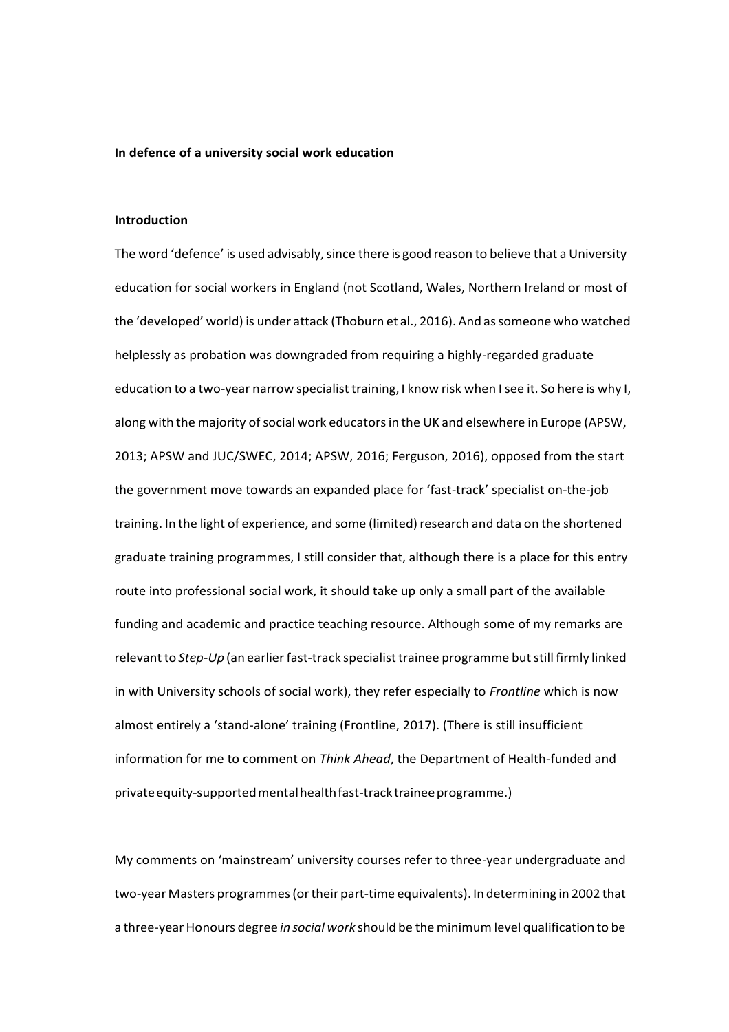**In defence of a university social work education**

**Introduction**

The word 'defence' is used advisably, since there is good reason to believe that a University education for social workers in England (not Scotland, Wales, Northern Ireland or most of the 'developed' world) is under attack (Thoburn et al., 2016). And as someone who watched helplessly as probation was downgraded from requiring a highly-regarded graduate education to a two-year narrow specialist training, I know risk when I see it. So here is why I, along with the majority of social work educators in the UK and elsewhere in Europe (APSW, 2013; APSW and JUC/SWEC, 2014; APSW, 2016; Ferguson, 2016), opposed from the start the government move towards an expanded place for 'fast-track' specialist on-the-job training. In the light of experience, and some (limited) research and data on the shortened graduate training programmes, I still consider that, although there is a place for this entry route into professional social work, it should take up only a small part of the available funding and academic and practice teaching resource. Although some of my remarks are relevant to *Step-Up* (an earlier fast-track specialist trainee programme but still firmly linked in with University schools of social work), they refer especially to *Frontline* which is now almost entirely a 'stand-alone' training (Frontline, 2017). (There is still insufficient information for me to comment on *Think Ahead*, the Department of Health-funded and private equity-supported mental health fast-track trainee programme.)

My comments on 'mainstream' university courses refer to three-year undergraduate and two-year Masters programmes (or their part-time equivalents). In determining in 2002 that a three-year Honours degree *in social work* should be the minimum level qualification to be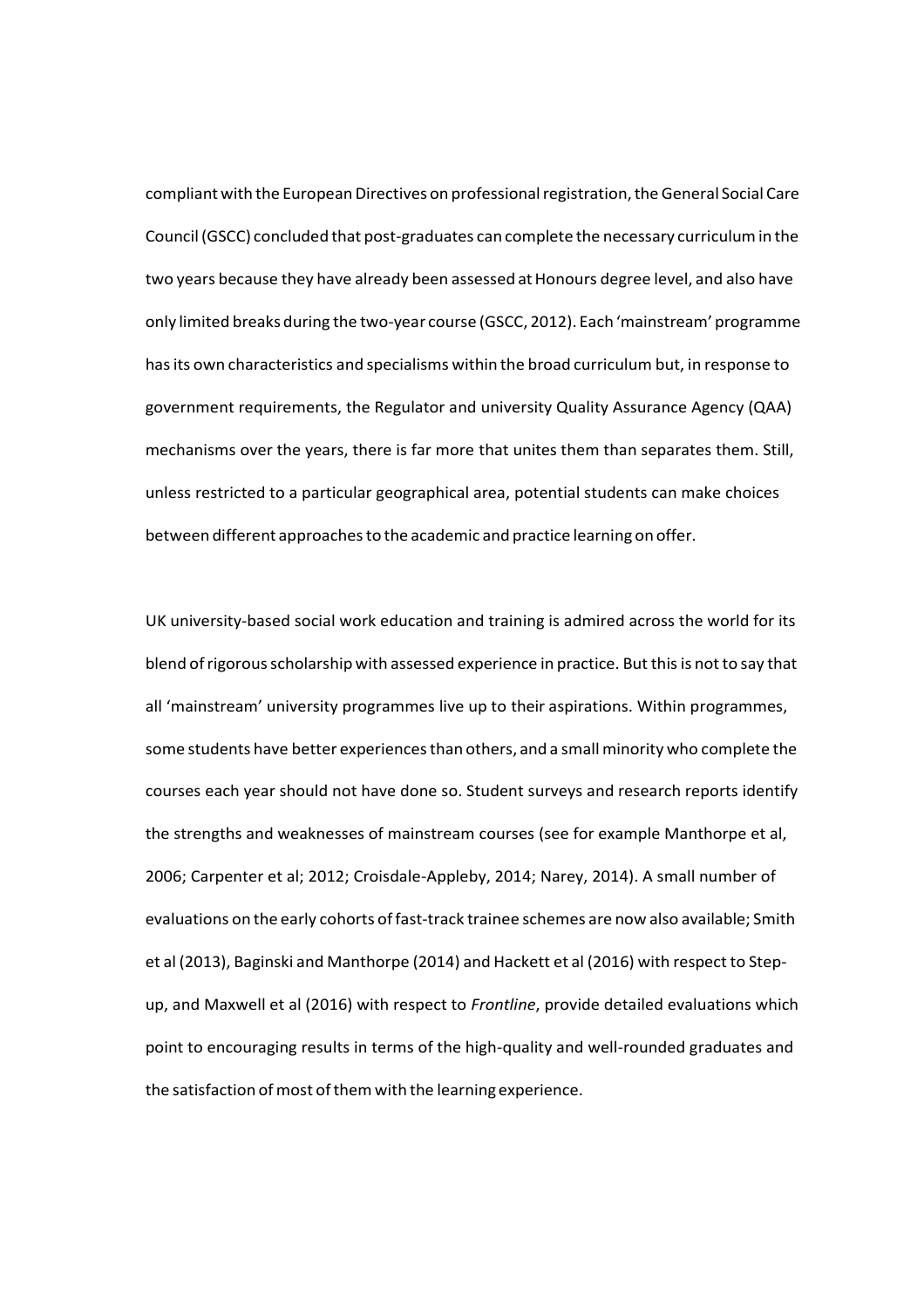compliant with the European Directives on professional registration, the General Social Care Council (GSCC) concluded that post-graduates can complete the necessary curriculum in the two years because they have already been assessed at Honours degree level, and also have only limited breaks during the two-year course (GSCC, 2012). Each 'mainstream' programme has its own characteristics and specialisms within the broad curriculum but, in response to government requirements, the Regulator and university Quality Assurance Agency (QAA) mechanisms over the years, there is far more that unites them than separates them. Still, unless restricted to a particular geographical area, potential students can make choices between different approaches to the academic and practice learning on offer.

UK university-based social work education and training is admired across the world for its blend of rigorous scholarship with assessed experience in practice. But this is not to say that all 'mainstream' university programmes live up to their aspirations. Within programmes, some students have better experiences than others, and a small minority who complete the courses each year should not have done so. Student surveys and research reports identify the strengths and weaknesses of mainstream courses (see for example Manthorpe et al, 2006; Carpenter et al; 2012; Croisdale-Appleby, 2014; Narey, 2014). A small number of evaluations on the early cohorts of fast-track trainee schemes are now also available; Smith et al (2013), Baginski and Manthorpe (2014) and Hackett et al (2016) with respect to Step-up, and Maxwell et al (2016) with respect to *Frontline*, provide detailed evaluations which point to encouraging results in terms of the high-quality and well-rounded graduates and the satisfaction of most of them with the learning experience.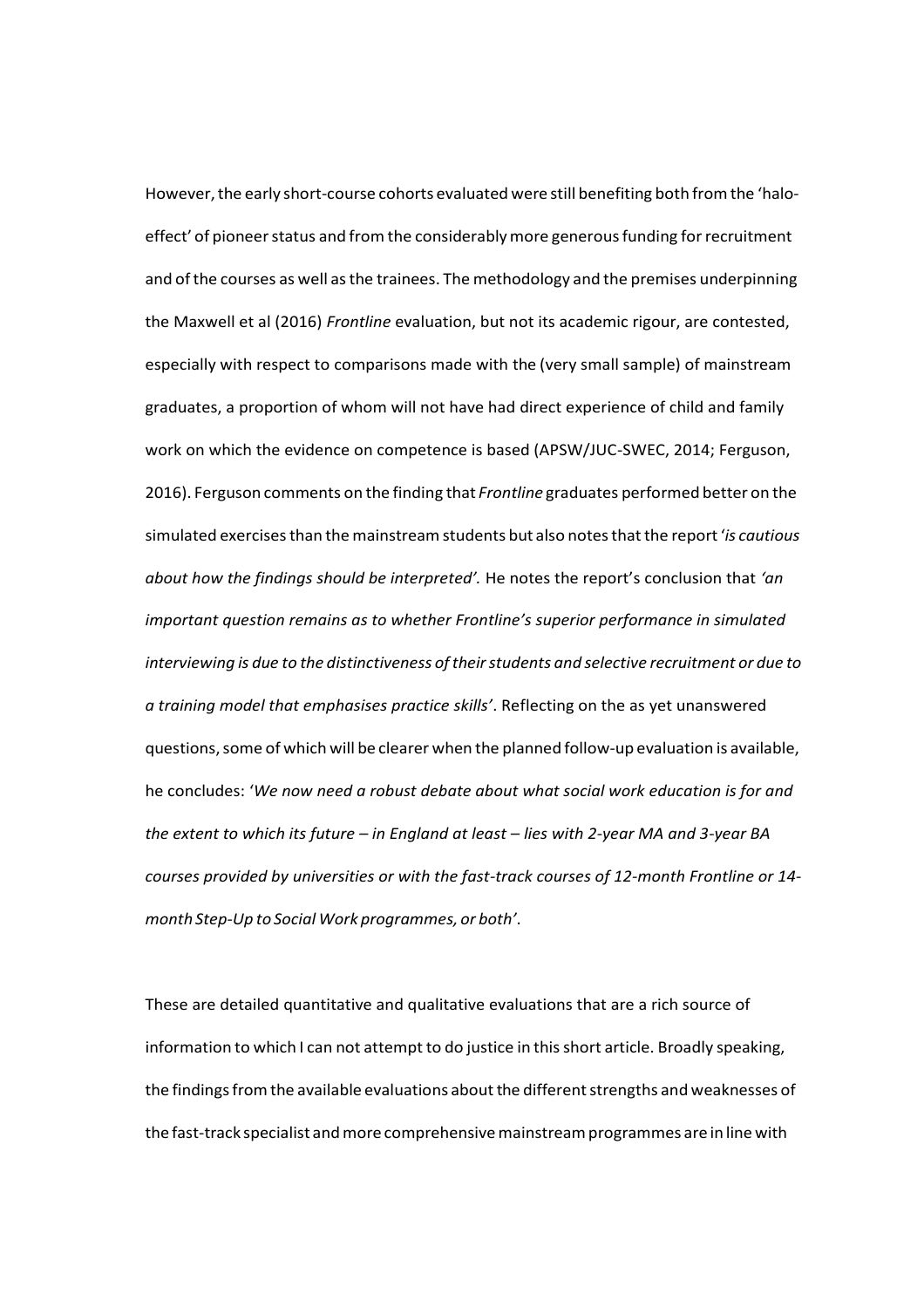However, the early short-course cohorts evaluated were still benefiting both from the 'halo-effect' of pioneer status and from the considerably more generous funding for recruitment and of the courses as well as the trainees. The methodology and the premises underpinning the Maxwell et al (2016) *Frontline* evaluation, but not its academic rigour, are contested, especially with respect to comparisons made with the (very small sample) of mainstream graduates, a proportion of whom will not have had direct experience of child and family work on which the evidence on competence is based (APSW/JUC-SWEC, 2014; Ferguson, 2016). Ferguson comments on the finding that *Frontline* graduates performed better on the simulated exercises than the mainstream students but also notes that the report '*is cautious about how the findings should be interpreted'.* He notes the report's conclusion that *'an important question remains as to whether Frontline's superior performance in simulated interviewing is due to the distinctiveness of their students and selective recruitment or due to a training model that emphasises practice skills'*. Reflecting on the as yet unanswered questions, some of which will be clearer when the planned follow-up evaluation is available, he concludes: '*We now need a robust debate about what social work education is for and the extent to which its future – in England at least – lies with 2-year MA and 3-year BA courses provided by universities or with the fast-track courses of 12-month Frontline or 14-month Step-Up to Social Work programmes, or both'*.

These are detailed quantitative and qualitative evaluations that are a rich source of information to which I can not attempt to do justice in this short article. Broadly speaking, the findings from the available evaluations about the different strengths and weaknesses of the fast-track specialist and more comprehensive mainstream programmes are in line with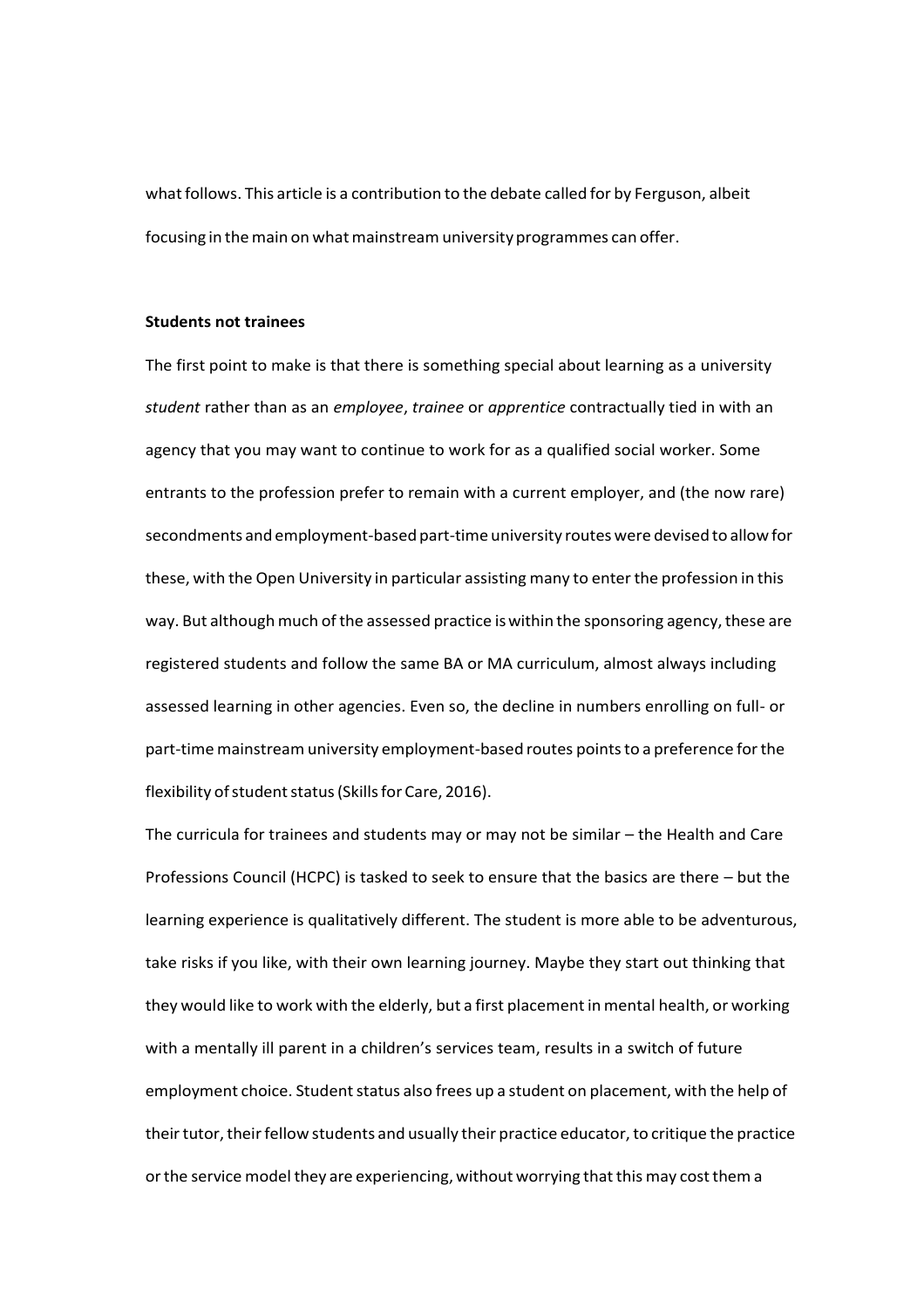what follows. This article is a contribution to the debate called for by Ferguson, albeit focusing in the main on what mainstream university programmes can offer.

**Students not trainees**

The first point to make is that there is something special about learning as a university *student* rather than as an *employee*, *trainee* or *apprentice* contractually tied in with an agency that you may want to continue to work for as a qualified social worker. Some entrants to the profession prefer to remain with a current employer, and (the now rare) secondments and employment-based part-time university routes were devised to allow for these, with the Open University in particular assisting many to enter the profession in this way. But although much of the assessed practice is within the sponsoring agency, these are registered students and follow the same BA or MA curriculum, almost always including assessed learning in other agencies. Even so, the decline in numbers enrolling on full- or part-time mainstream university employment-based routes points to a preference for the flexibility of student status (Skills for Care, 2016).

The curricula for trainees and students may or may not be similar – the Health and Care Professions Council (HCPC) is tasked to seek to ensure that the basics are there – but the learning experience is qualitatively different. The student is more able to be adventurous, take risks if you like, with their own learning journey. Maybe they start out thinking that they would like to work with the elderly, but a first placement in mental health, or working with a mentally ill parent in a children's services team, results in a switch of future employment choice. Student status also frees up a student on placement, with the help of their tutor, their fellow students and usually their practice educator, to critique the practice or the service model they are experiencing, without worrying that this may cost them a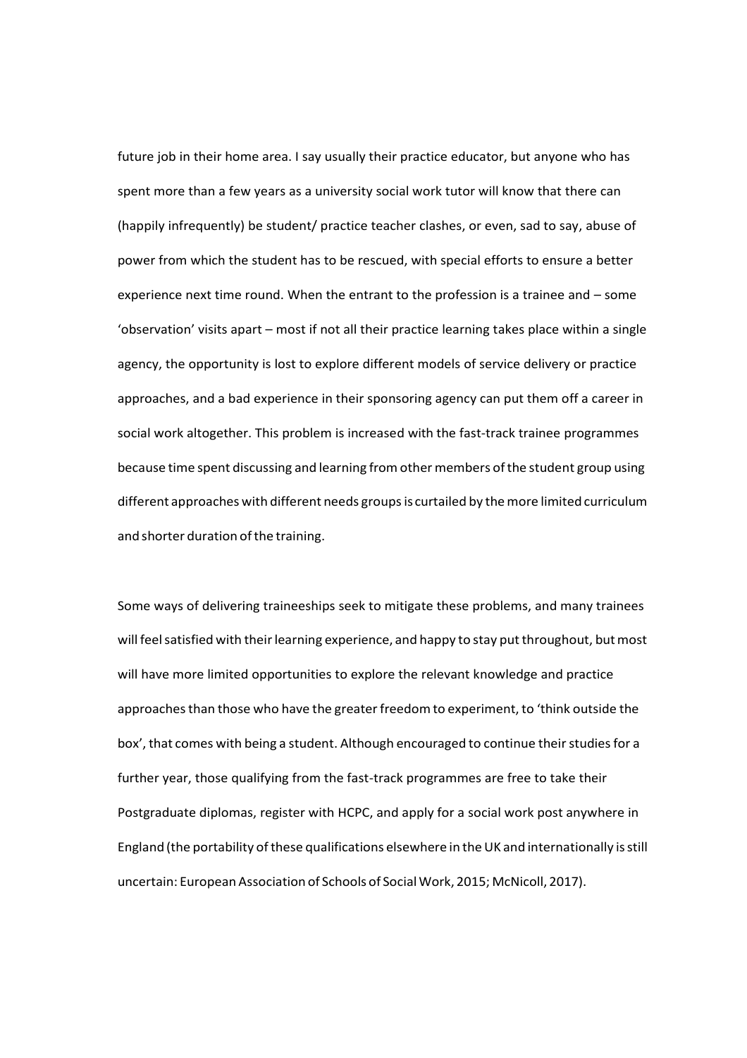future job in their home area. I say usually their practice educator, but anyone who has spent more than a few years as a university social work tutor will know that there can (happily infrequently) be student/ practice teacher clashes, or even, sad to say, abuse of power from which the student has to be rescued, with special efforts to ensure a better experience next time round. When the entrant to the profession is a trainee and – some 'observation' visits apart – most if not all their practice learning takes place within a single agency, the opportunity is lost to explore different models of service delivery or practice approaches, and a bad experience in their sponsoring agency can put them off a career in social work altogether. This problem is increased with the fast-track trainee programmes because time spent discussing and learning from other members of the student group using different approaches with different needs groups is curtailed by the more limited curriculum and shorter duration of the training.

Some ways of delivering traineeships seek to mitigate these problems, and many trainees will feel satisfied with their learning experience, and happy to stay put throughout, but most will have more limited opportunities to explore the relevant knowledge and practice approaches than those who have the greater freedom to experiment, to 'think outside the box', that comes with being a student. Although encouraged to continue their studies for a further year, those qualifying from the fast-track programmes are free to take their Postgraduate diplomas, register with HCPC, and apply for a social work post anywhere in England (the portability of these qualifications elsewhere in the UK and internationally is still uncertain: European Association of Schools of Social Work, 2015; McNicoll, 2017).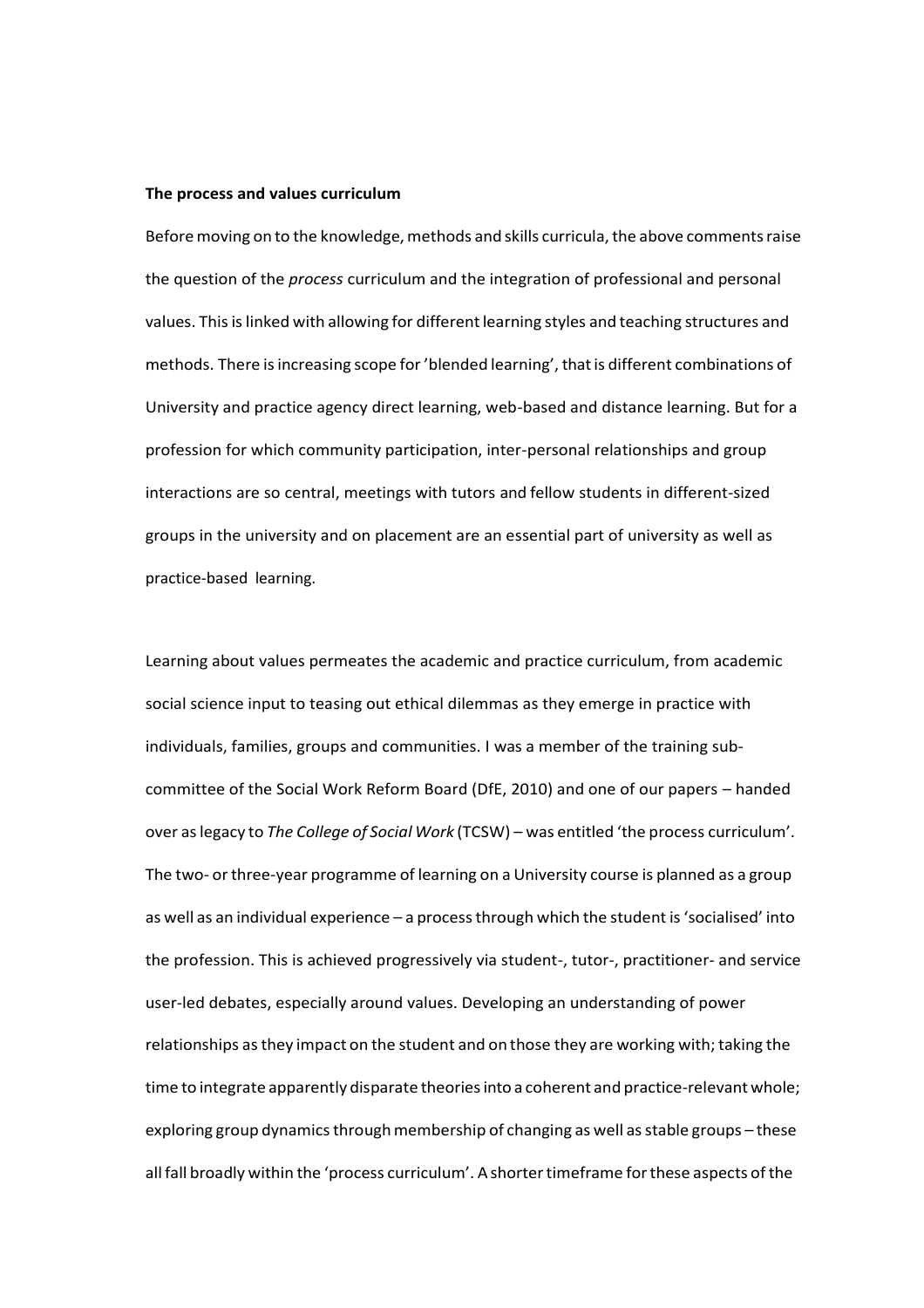**The process and values curriculum**

Before moving on to the knowledge, methods and skills curricula, the above comments raise the question of the *process* curriculum and the integration of professional and personal values. This is linked with allowing for different learning styles and teaching structures and methods. There is increasing scope for 'blended learning', that is different combinations of University and practice agency direct learning, web-based and distance learning. But for a profession for which community participation, inter-personal relationships and group interactions are so central, meetings with tutors and fellow students in different-sized groups in the university and on placement are an essential part of university as well as practice-based learning.

Learning about values permeates the academic and practice curriculum, from academic social science input to teasing out ethical dilemmas as they emerge in practice with individuals, families, groups and communities. I was a member of the training sub-committee of the Social Work Reform Board (DfE, 2010) and one of our papers – handed over as legacy to *The College of Social Work* (TCSW) – was entitled 'the process curriculum'. The two- or three-year programme of learning on a University course is planned as a group as well as an individual experience – a process through which the student is 'socialised' into the profession. This is achieved progressively via student-, tutor-, practitioner- and service user-led debates, especially around values. Developing an understanding of power relationships as they impact on the student and on those they are working with; taking the time to integrate apparently disparate theories into a coherent and practice-relevant whole; exploring group dynamics through membership of changing as well as stable groups – these all fall broadly within the 'process curriculum'. A shorter timeframe for these aspects of the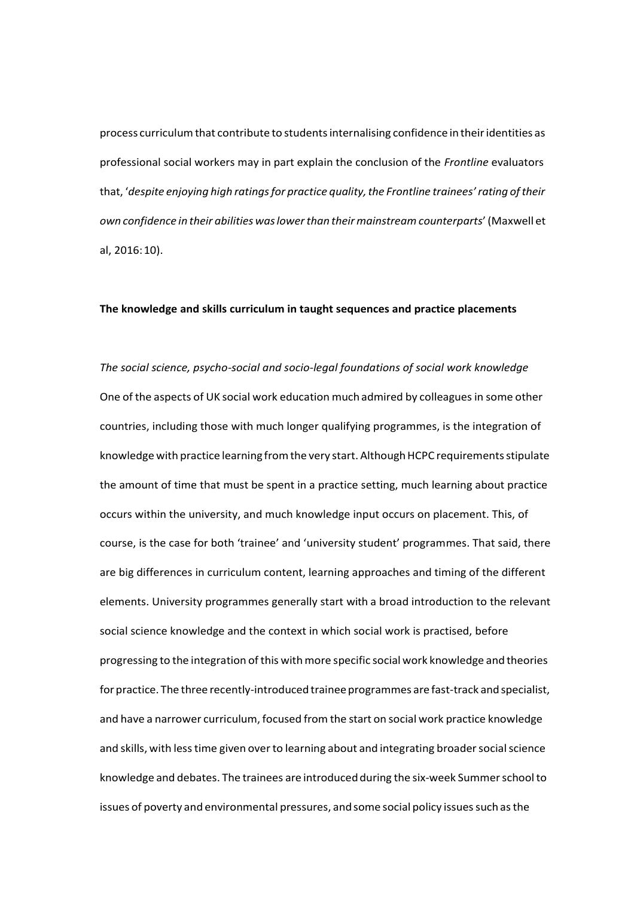process curriculum that contribute to students internalising confidence in their identities as professional social workers may in part explain the conclusion of the *Frontline* evaluators that, '*despite enjoying high ratings for practice quality, the Frontline trainees' rating of their own confidence in their abilities was lower than their mainstream counterparts*' (Maxwell et al, 2016: 10).

**The knowledge and skills curriculum in taught sequences and practice placements**

*The social science, psycho-social and socio-legal foundations of social work knowledge*

One of the aspects of UK social work education much admired by colleagues in some other countries, including those with much longer qualifying programmes, is the integration of knowledge with practice learning from the very start. Although HCPC requirements stipulate the amount of time that must be spent in a practice setting, much learning about practice occurs within the university, and much knowledge input occurs on placement. This, of course, is the case for both 'trainee' and 'university student' programmes. That said, there are big differences in curriculum content, learning approaches and timing of the different elements. University programmes generally start with a broad introduction to the relevant social science knowledge and the context in which social work is practised, before progressing to the integration of this with more specific social work knowledge and theories for practice. The three recently-introduced trainee programmes are fast-track and specialist, and have a narrower curriculum, focused from the start on social work practice knowledge and skills, with less time given over to learning about and integrating broader social science knowledge and debates. The trainees are introduced during the six-week Summer school to issues of poverty and environmental pressures, and some social policy issues such as the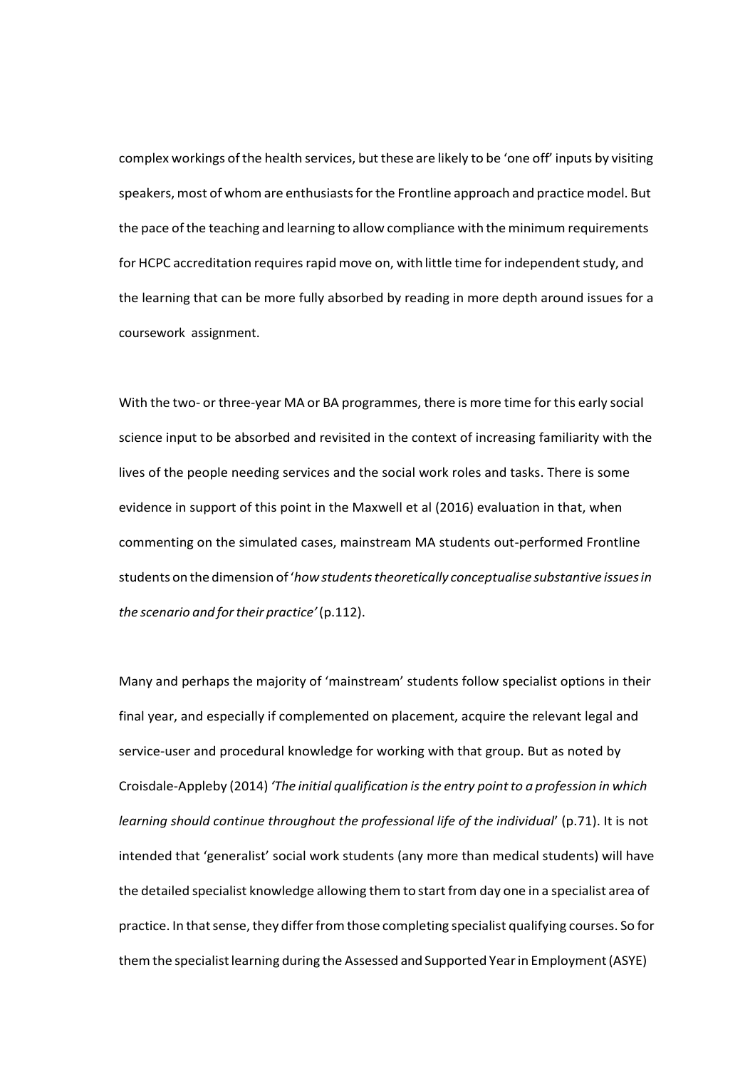complex workings of the health services, but these are likely to be 'one off' inputs by visiting speakers, most of whom are enthusiasts for the Frontline approach and practice model. But the pace of the teaching and learning to allow compliance with the minimum requirements for HCPC accreditation requires rapid move on, with little time for independent study, and the learning that can be more fully absorbed by reading in more depth around issues for a coursework assignment.

With the two- or three-year MA or BA programmes, there is more time for this early social science input to be absorbed and revisited in the context of increasing familiarity with the lives of the people needing services and the social work roles and tasks. There is some evidence in support of this point in the Maxwell et al (2016) evaluation in that, when commenting on the simulated cases, mainstream MA students out-performed Frontline students on the dimension of '*how students theoretically conceptualise substantive issues in the scenario and for their practice'* (p.112).

Many and perhaps the majority of 'mainstream' students follow specialist options in their final year, and especially if complemented on placement, acquire the relevant legal and service-user and procedural knowledge for working with that group. But as noted by Croisdale-Appleby (2014) *'The initial qualification is the entry point to a profession in which learning should continue throughout the professional life of the individual*' (p.71). It is not intended that 'generalist' social work students (any more than medical students) will have the detailed specialist knowledge allowing them to start from day one in a specialist area of practice. In that sense, they differ from those completing specialist qualifying courses. So for them the specialist learning during the Assessed and Supported Year in Employment (ASYE)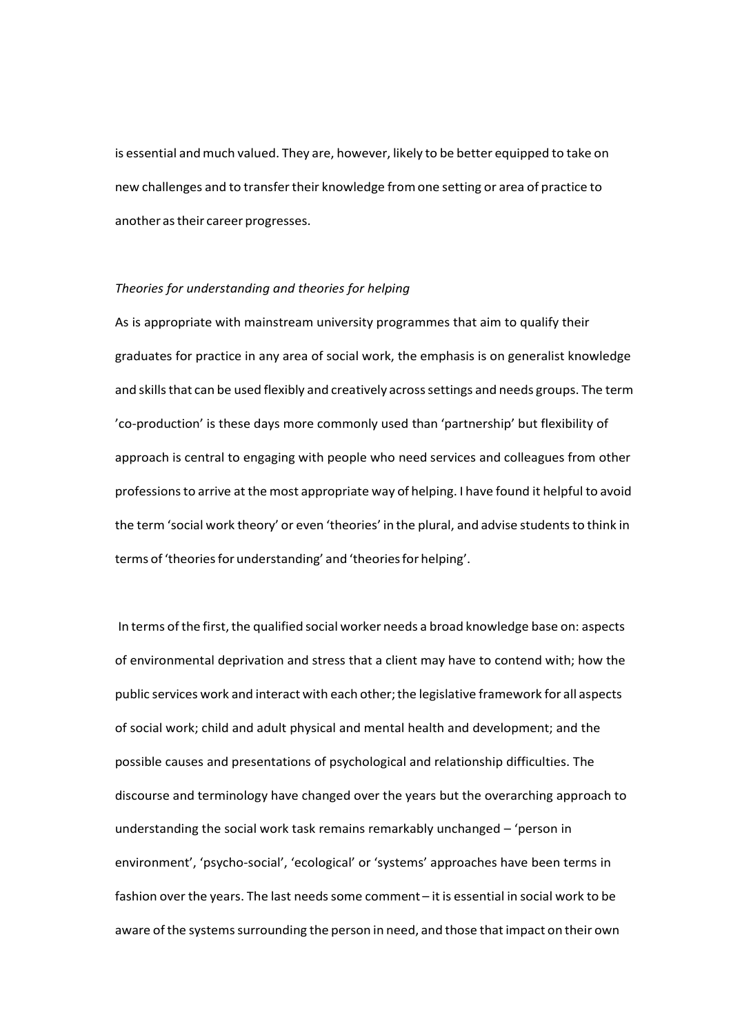is essential and much valued. They are, however, likely to be better equipped to take on new challenges and to transfer their knowledge from one setting or area of practice to another as their career progresses.

*Theories for understanding and theories for helping*

As is appropriate with mainstream university programmes that aim to qualify their graduates for practice in any area of social work, the emphasis is on generalist knowledge and skills that can be used flexibly and creatively across settings and needs groups. The term 'co-production' is these days more commonly used than 'partnership' but flexibility of approach is central to engaging with people who need services and colleagues from other professions to arrive at the most appropriate way of helping. I have found it helpful to avoid the term 'social work theory' or even 'theories' in the plural, and advise students to think in terms of 'theories for understanding' and 'theories for helping'.

In terms of the first, the qualified social worker needs a broad knowledge base on: aspects of environmental deprivation and stress that a client may have to contend with; how the public services work and interact with each other; the legislative framework for all aspects of social work; child and adult physical and mental health and development; and the possible causes and presentations of psychological and relationship difficulties. The discourse and terminology have changed over the years but the overarching approach to understanding the social work task remains remarkably unchanged – 'person in environment', 'psycho-social', 'ecological' or 'systems' approaches have been terms in fashion over the years. The last needs some comment – it is essential in social work to be aware of the systems surrounding the person in need, and those that impact on their own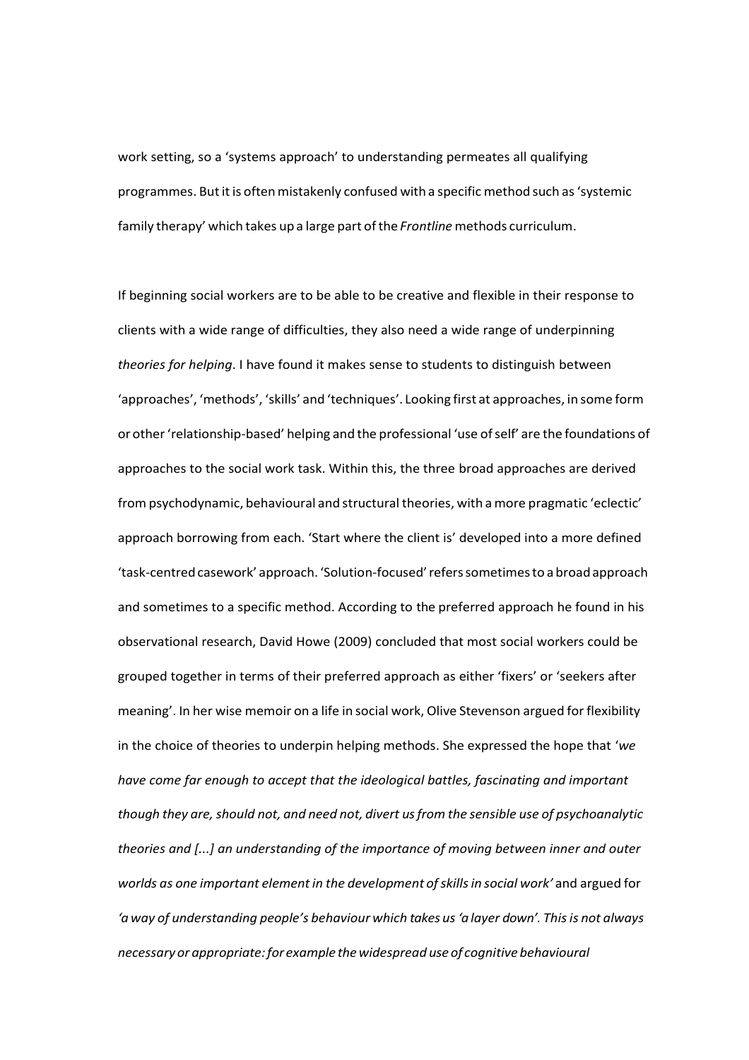work setting, so a 'systems approach' to understanding permeates all qualifying programmes. But it is often mistakenly confused with a specific method such as 'systemic family therapy' which takes up a large part of the *Frontline* methods curriculum.

If beginning social workers are to be able to be creative and flexible in their response to clients with a wide range of difficulties, they also need a wide range of underpinning *theories for helping*. I have found it makes sense to students to distinguish between 'approaches', 'methods', 'skills' and 'techniques'. Looking first at approaches, in some form or other 'relationship-based' helping and the professional 'use of self' are the foundations of approaches to the social work task. Within this, the three broad approaches are derived from psychodynamic, behavioural and structural theories, with a more pragmatic 'eclectic' approach borrowing from each. 'Start where the client is' developed into a more defined 'task-centred casework' approach. 'Solution-focused' refers sometimes to a broad approach and sometimes to a specific method. According to the preferred approach he found in his observational research, David Howe (2009) concluded that most social workers could be grouped together in terms of their preferred approach as either 'fixers' or 'seekers after meaning'. In her wise memoir on a life in social work, Olive Stevenson argued for flexibility in the choice of theories to underpin helping methods. She expressed the hope that '*we have come far enough to accept that the ideological battles, fascinating and important though they are, should not, and need not, divert us from the sensible use of psychoanalytic theories and [...] an understanding of the importance of moving between inner and outer worlds as one important element in the development of skills in social work'* and argued for *'a way of understanding people's behaviour which takes us 'a layer down'. This is not always necessary or appropriate: for example the widespread use of cognitive behavioural*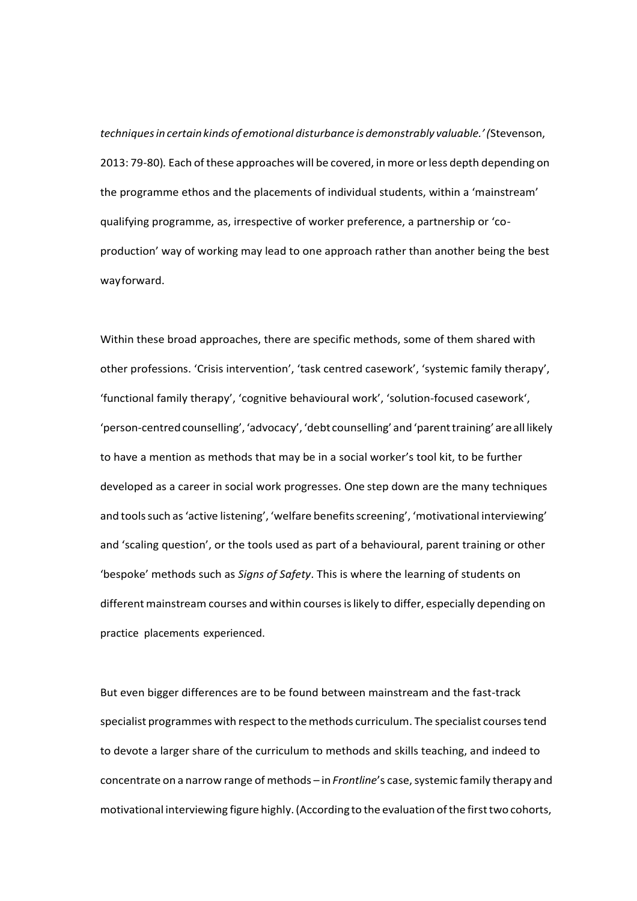*techniques in certain kinds of emotional disturbance is demonstrably valuable.' (*Stevenson, 2013: 79-80)*.* Each of these approaches will be covered, in more or less depth depending on the programme ethos and the placements of individual students, within a 'mainstream' qualifying programme, as, irrespective of worker preference, a partnership or 'co-production' way of working may lead to one approach rather than another being the best way forward.

Within these broad approaches, there are specific methods, some of them shared with other professions. 'Crisis intervention', 'task centred casework', 'systemic family therapy', 'functional family therapy', 'cognitive behavioural work', 'solution-focused casework', 'person-centred counselling', 'advocacy', 'debt counselling' and 'parent training' are all likely to have a mention as methods that may be in a social worker's tool kit, to be further developed as a career in social work progresses. One step down are the many techniques and tools such as 'active listening', 'welfare benefits screening', 'motivational interviewing' and 'scaling question', or the tools used as part of a behavioural, parent training or other 'bespoke' methods such as *Signs of Safety*. This is where the learning of students on different mainstream courses and within courses is likely to differ, especially depending on practice placements experienced.

But even bigger differences are to be found between mainstream and the fast-track specialist programmes with respect to the methods curriculum. The specialist courses tend to devote a larger share of the curriculum to methods and skills teaching, and indeed to concentrate on a narrow range of methods – in *Frontline*'s case, systemic family therapy and motivational interviewing figure highly. (According to the evaluation of the first two cohorts,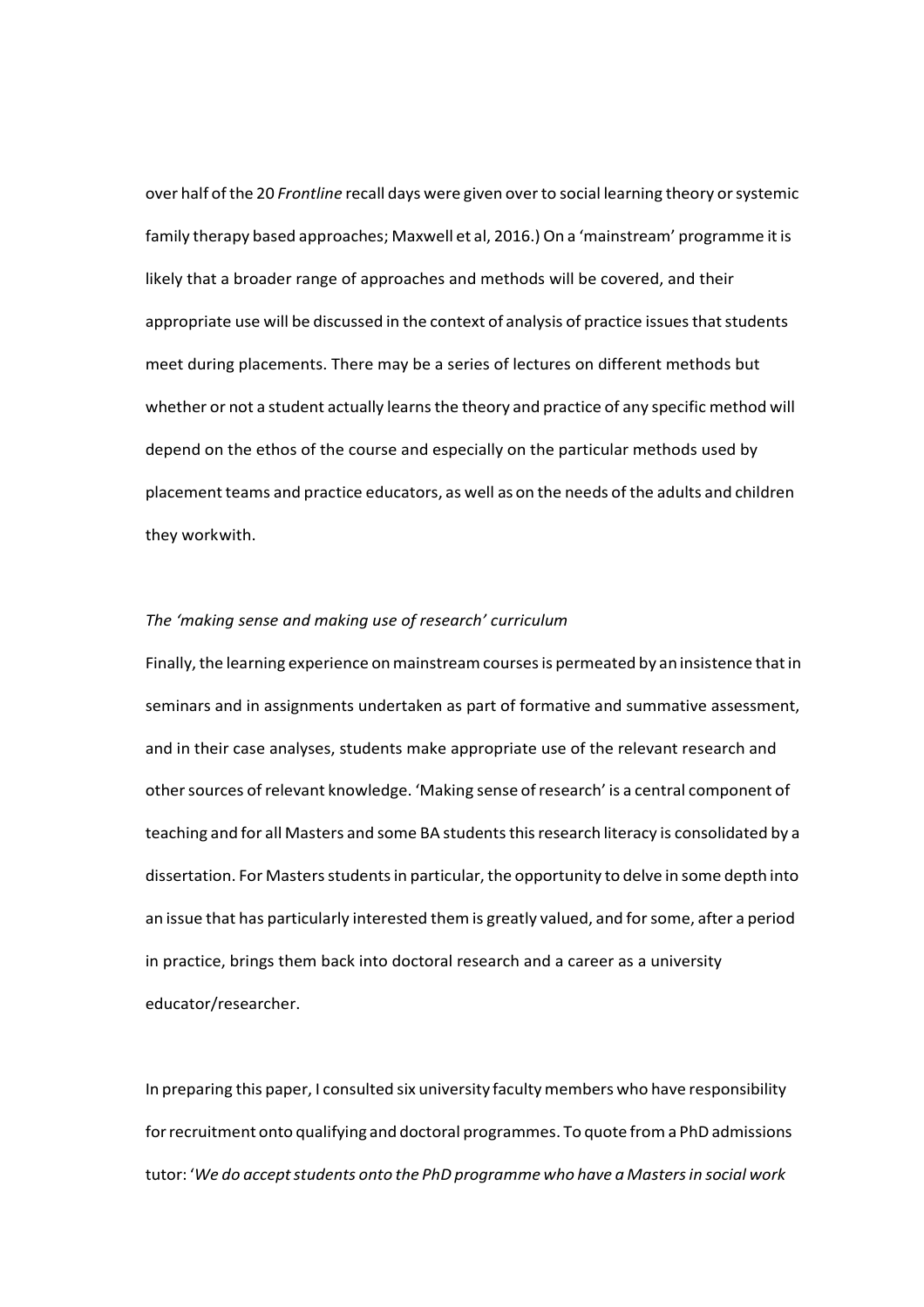over half of the 20 *Frontline* recall days were given over to social learning theory or systemic family therapy based approaches; Maxwell et al, 2016.) On a 'mainstream' programme it is likely that a broader range of approaches and methods will be covered, and their appropriate use will be discussed in the context of analysis of practice issues that students meet during placements. There may be a series of lectures on different methods but whether or not a student actually learns the theory and practice of any specific method will depend on the ethos of the course and especially on the particular methods used by placement teams and practice educators, as well as on the needs of the adults and children they workwith.

*The 'making sense and making use of research' curriculum*

Finally, the learning experience on mainstream courses is permeated by an insistence that in seminars and in assignments undertaken as part of formative and summative assessment, and in their case analyses, students make appropriate use of the relevant research and other sources of relevant knowledge. 'Making sense of research' is a central component of teaching and for all Masters and some BA students this research literacy is consolidated by a dissertation. For Masters students in particular, the opportunity to delve in some depth into an issue that has particularly interested them is greatly valued, and for some, after a period in practice, brings them back into doctoral research and a career as a university educator/researcher.

In preparing this paper, I consulted six university faculty members who have responsibility for recruitment onto qualifying and doctoral programmes. To quote from a PhD admissions tutor: '*We do accept students onto the PhD programme who have a Masters in social work*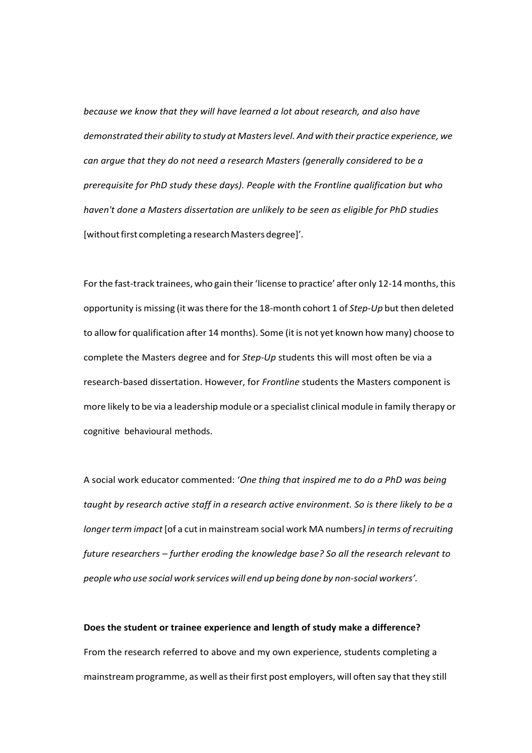*because we know that they will have learned a lot about research, and also have demonstrated their ability to study at Masters level. And with their practice experience, we can argue that they do not need a research Masters (generally considered to be a prerequisite for PhD study these days). People with the Frontline qualification but who haven't done a Masters dissertation are unlikely to be seen as eligible for PhD studies* [without first completing a research Masters degree]'.

For the fast-track trainees, who gain their 'license to practice' after only 12-14 months, this opportunity is missing (it was there for the 18-month cohort 1 of *Step-Up* but then deleted to allow for qualification after 14 months). Some (it is not yet known how many) choose to complete the Masters degree and for *Step-Up* students this will most often be via a research-based dissertation. However, for *Frontline* students the Masters component is more likely to be via a leadership module or a specialist clinical module in family therapy or cognitive behavioural methods.

A social work educator commented: '*One thing that inspired me to do a PhD was being taught by research active staff in a research active environment. So is there likely to be a longer term impact* [of a cut in mainstream social work MA numbers*] in terms of recruiting future researchers – further eroding the knowledge base? So all the research relevant to people who use social work services will end up being done by non-social workers'*.

**Does the student or trainee experience and length of study make a difference?**

From the research referred to above and my own experience, students completing a mainstream programme, as well as their first post employers, will often say that they still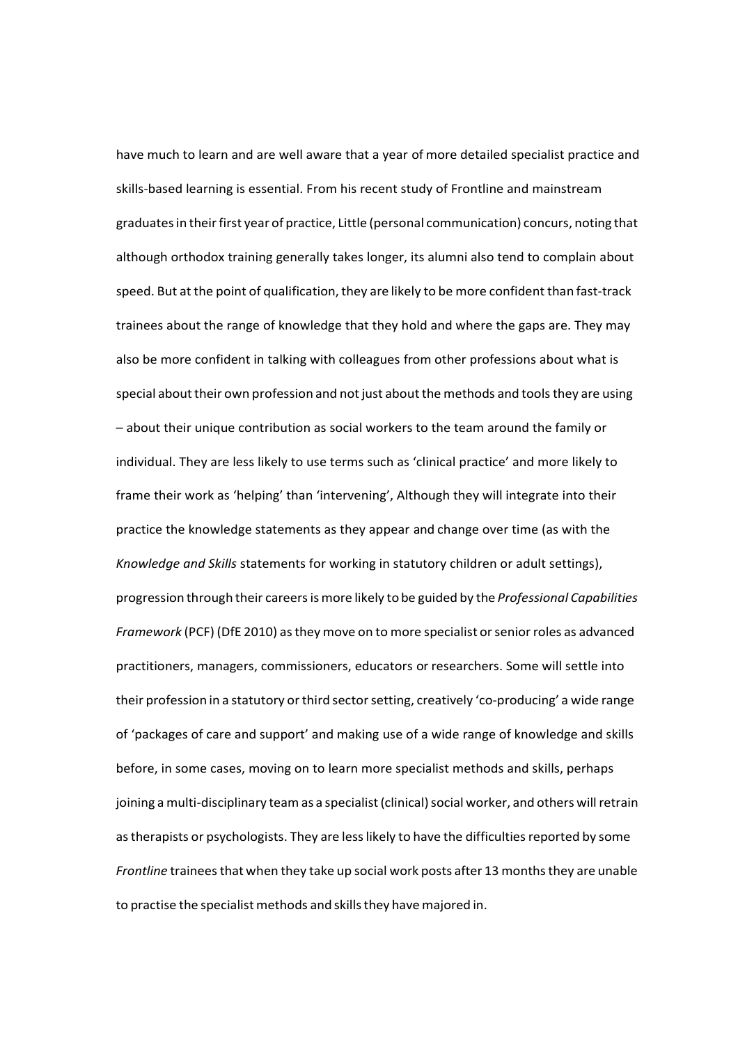have much to learn and are well aware that a year of more detailed specialist practice and skills-based learning is essential. From his recent study of Frontline and mainstream graduates in their first year of practice, Little (personal communication) concurs, noting that although orthodox training generally takes longer, its alumni also tend to complain about speed. But at the point of qualification, they are likely to be more confident than fast-track trainees about the range of knowledge that they hold and where the gaps are. They may also be more confident in talking with colleagues from other professions about what is special about their own profession and not just about the methods and tools they are using – about their unique contribution as social workers to the team around the family or individual. They are less likely to use terms such as 'clinical practice' and more likely to frame their work as 'helping' than 'intervening', Although they will integrate into their practice the knowledge statements as they appear and change over time (as with the *Knowledge and Skills* statements for working in statutory children or adult settings), progression through their careers is more likely to be guided by the *Professional Capabilities Framework* (PCF) (DfE 2010) as they move on to more specialist or senior roles as advanced practitioners, managers, commissioners, educators or researchers. Some will settle into their profession in a statutory or third sector setting, creatively 'co-producing' a wide range of 'packages of care and support' and making use of a wide range of knowledge and skills before, in some cases, moving on to learn more specialist methods and skills, perhaps joining a multi-disciplinary team as a specialist (clinical) social worker, and others will retrain as therapists or psychologists. They are less likely to have the difficulties reported by some *Frontline* trainees that when they take up social work posts after 13 months they are unable to practise the specialist methods and skills they have majored in.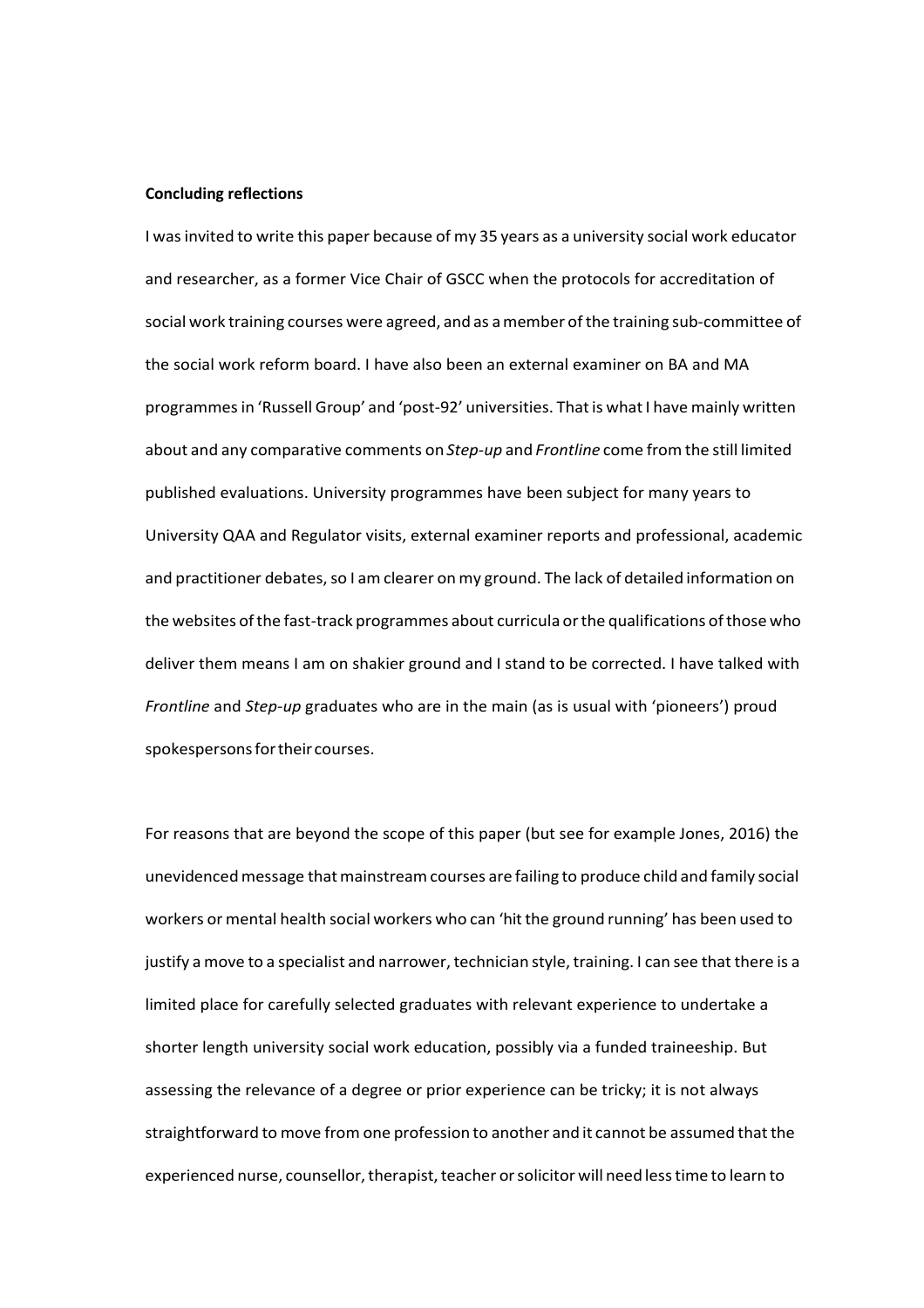**Concluding reflections**

I was invited to write this paper because of my 35 years as a university social work educator and researcher, as a former Vice Chair of GSCC when the protocols for accreditation of social work training courses were agreed, and as a member of the training sub-committee of the social work reform board. I have also been an external examiner on BA and MA programmes in 'Russell Group' and 'post-92' universities. That is what I have mainly written about and any comparative comments on *Step-up* and *Frontline* come from the still limited published evaluations. University programmes have been subject for many years to University QAA and Regulator visits, external examiner reports and professional, academic and practitioner debates, so I am clearer on my ground. The lack of detailed information on the websites of the fast-track programmes about curricula or the qualifications of those who deliver them means I am on shakier ground and I stand to be corrected. I have talked with *Frontline* and *Step-up* graduates who are in the main (as is usual with 'pioneers') proud spokespersons for their courses.

For reasons that are beyond the scope of this paper (but see for example Jones, 2016) the unevidenced message that mainstream courses are failing to produce child and family social workers or mental health social workers who can 'hit the ground running' has been used to justify a move to a specialist and narrower, technician style, training. I can see that there is a limited place for carefully selected graduates with relevant experience to undertake a shorter length university social work education, possibly via a funded traineeship. But assessing the relevance of a degree or prior experience can be tricky; it is not always straightforward to move from one profession to another and it cannot be assumed that the experienced nurse, counsellor, therapist, teacher or solicitor will need less time to learn to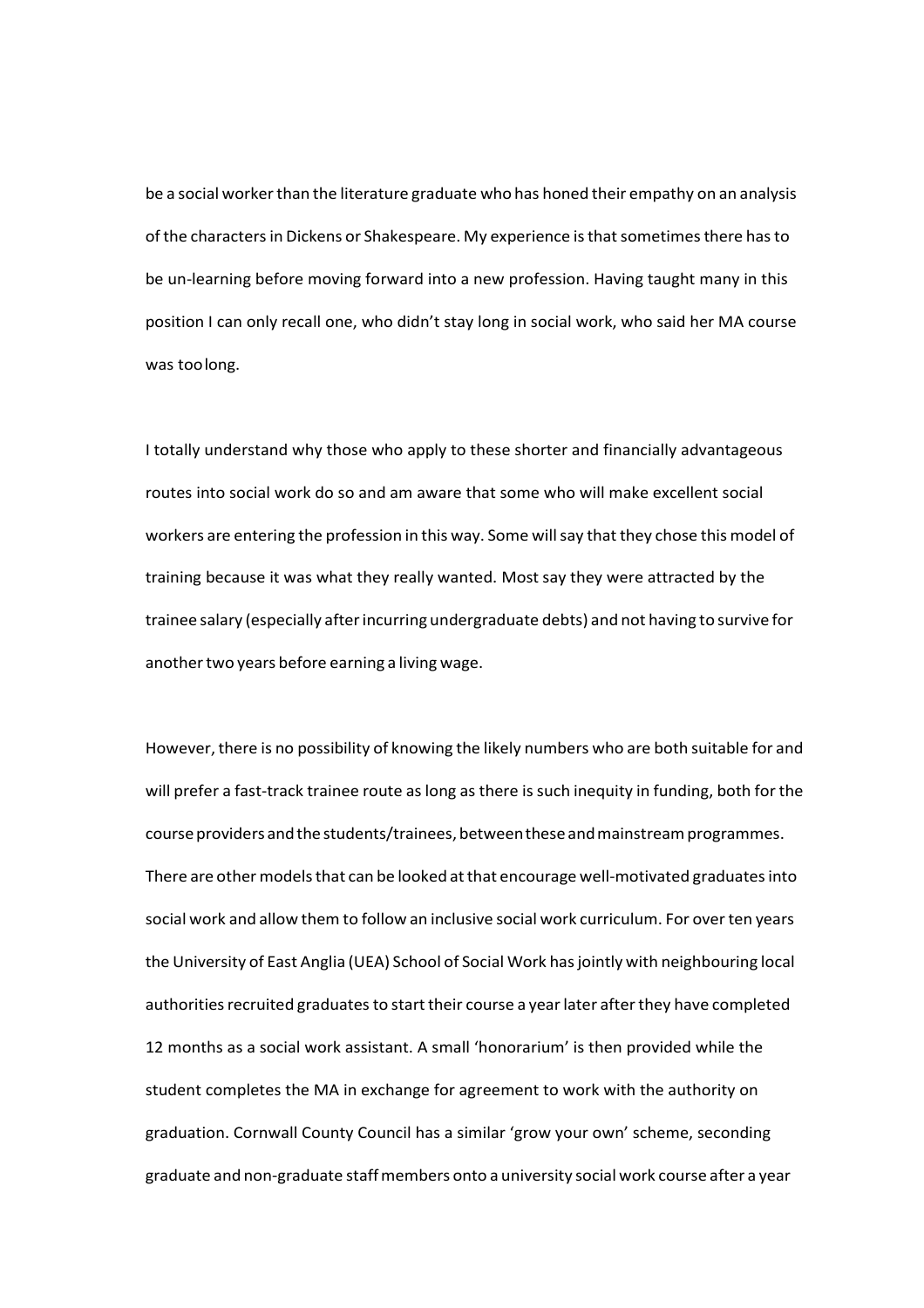be a social worker than the literature graduate who has honed their empathy on an analysis of the characters in Dickens or Shakespeare. My experience is that sometimes there has to be un-learning before moving forward into a new profession. Having taught many in this position I can only recall one, who didn't stay long in social work, who said her MA course was too long.

I totally understand why those who apply to these shorter and financially advantageous routes into social work do so and am aware that some who will make excellent social workers are entering the profession in this way. Some will say that they chose this model of training because it was what they really wanted. Most say they were attracted by the trainee salary (especially after incurring undergraduate debts) and not having to survive for another two years before earning a living wage.

However, there is no possibility of knowing the likely numbers who are both suitable for and will prefer a fast-track trainee route as long as there is such inequity in funding, both for the course providers and the students/trainees, between these and mainstream programmes. There are other models that can be looked at that encourage well-motivated graduates into social work and allow them to follow an inclusive social work curriculum. For over ten years the University of East Anglia (UEA) School of Social Work has jointly with neighbouring local authorities recruited graduates to start their course a year later after they have completed 12 months as a social work assistant. A small 'honorarium' is then provided while the student completes the MA in exchange for agreement to work with the authority on graduation. Cornwall County Council has a similar 'grow your own' scheme, seconding graduate and non-graduate staff members onto a university social work course after a year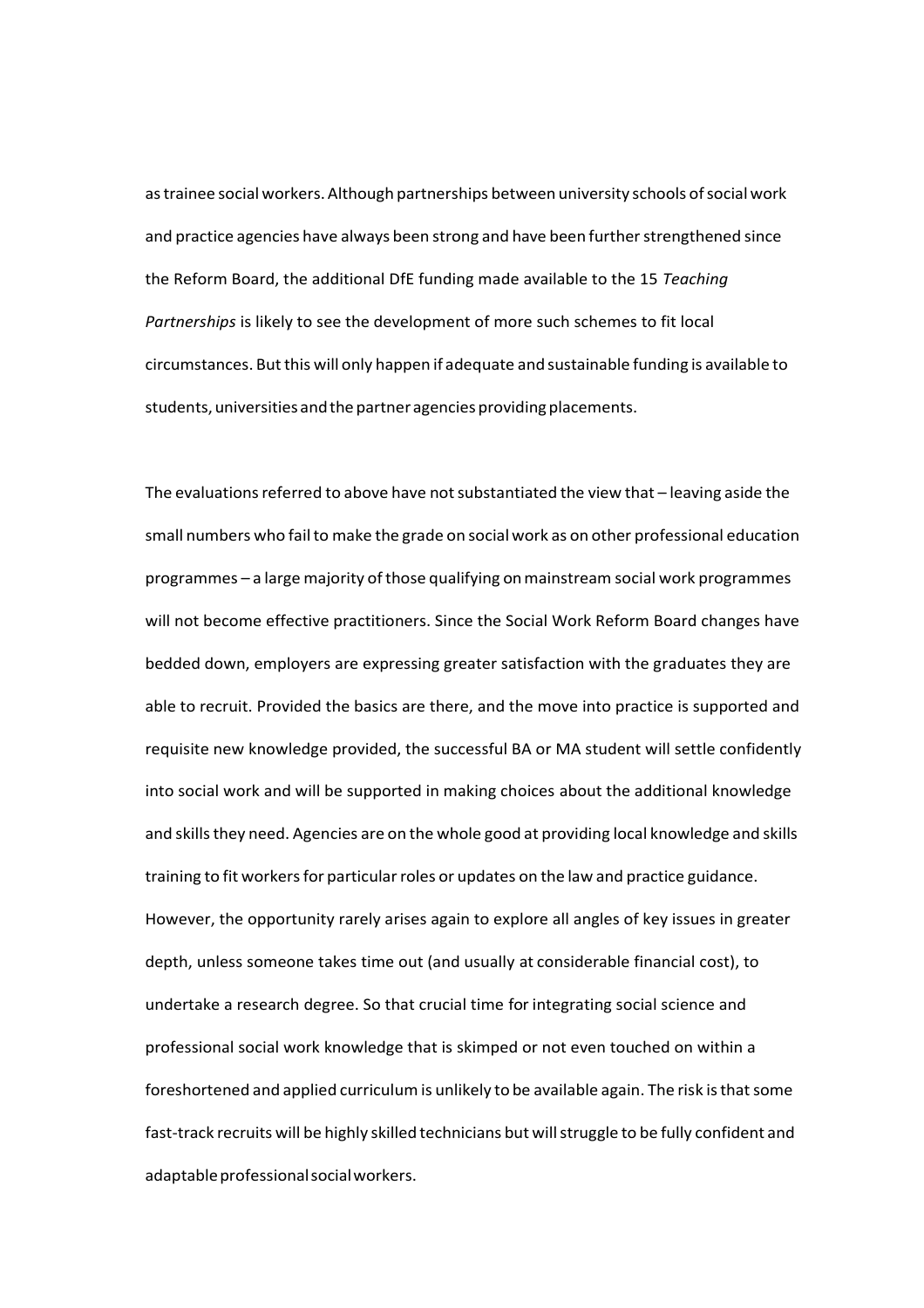as trainee social workers. Although partnerships between university schools of social work and practice agencies have always been strong and have been further strengthened since the Reform Board, the additional DfE funding made available to the 15 *Teaching Partnerships* is likely to see the development of more such schemes to fit local circumstances. But this will only happen if adequate and sustainable funding is available to students, universities and the partner agencies providing placements.

The evaluations referred to above have not substantiated the view that – leaving aside the small numbers who fail to make the grade on social work as on other professional education programmes – a large majority of those qualifying on mainstream social work programmes will not become effective practitioners. Since the Social Work Reform Board changes have bedded down, employers are expressing greater satisfaction with the graduates they are able to recruit. Provided the basics are there, and the move into practice is supported and requisite new knowledge provided, the successful BA or MA student will settle confidently into social work and will be supported in making choices about the additional knowledge and skills they need. Agencies are on the whole good at providing local knowledge and skills training to fit workers for particular roles or updates on the law and practice guidance. However, the opportunity rarely arises again to explore all angles of key issues in greater depth, unless someone takes time out (and usually at considerable financial cost), to undertake a research degree. So that crucial time for integrating social science and professional social work knowledge that is skimped or not even touched on within a foreshortened and applied curriculum is unlikely to be available again. The risk is that some fast-track recruits will be highly skilled technicians but will struggle to be fully confident and adaptable professional social workers.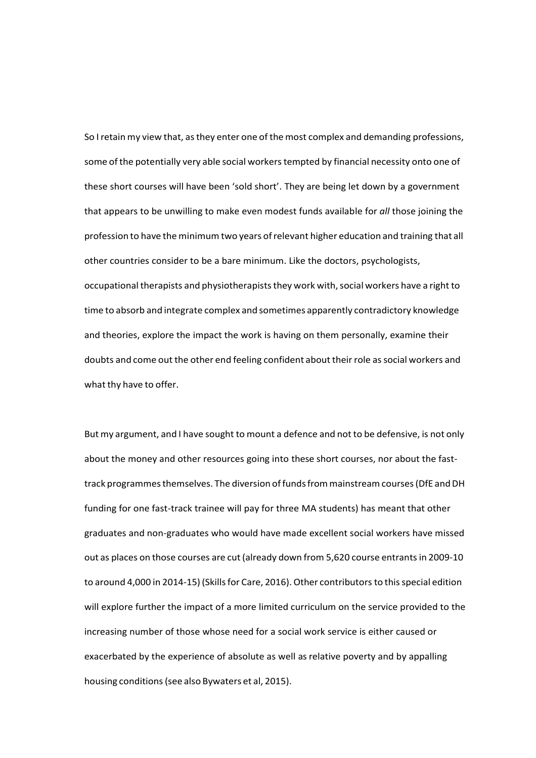So I retain my view that, as they enter one of the most complex and demanding professions, some of the potentially very able social workers tempted by financial necessity onto one of these short courses will have been 'sold short'. They are being let down by a government that appears to be unwilling to make even modest funds available for *all* those joining the profession to have the minimum two years of relevant higher education and training that all other countries consider to be a bare minimum. Like the doctors, psychologists, occupational therapists and physiotherapists they work with, social workers have a right to time to absorb and integrate complex and sometimes apparently contradictory knowledge and theories, explore the impact the work is having on them personally, examine their doubts and come out the other end feeling confident about their role as social workers and what thy have to offer.

But my argument, and I have sought to mount a defence and not to be defensive, is not only about the money and other resources going into these short courses, nor about the fast-track programmes themselves. The diversion of funds from mainstream courses (DfE and DH funding for one fast-track trainee will pay for three MA students) has meant that other graduates and non-graduates who would have made excellent social workers have missed out as places on those courses are cut (already down from 5,620 course entrants in 2009-10 to around 4,000 in 2014-15) (Skills for Care, 2016). Other contributors to this special edition will explore further the impact of a more limited curriculum on the service provided to the increasing number of those whose need for a social work service is either caused or exacerbated by the experience of absolute as well as relative poverty and by appalling housing conditions (see also Bywaters et al, 2015).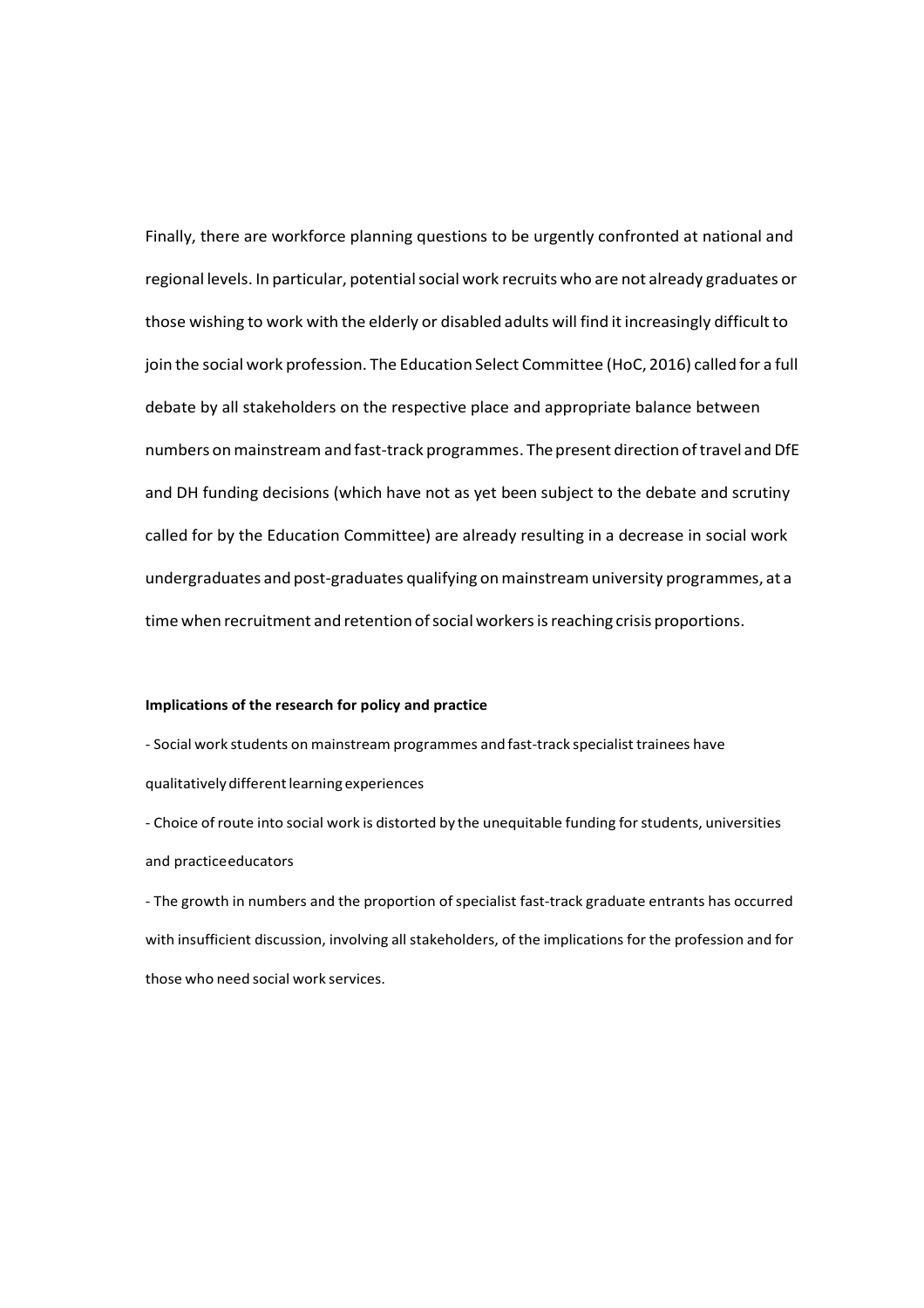Finally, there are workforce planning questions to be urgently confronted at national and regional levels. In particular, potential social work recruits who are not already graduates or those wishing to work with the elderly or disabled adults will find it increasingly difficult to join the social work profession. The Education Select Committee (HoC, 2016) called for a full debate by all stakeholders on the respective place and appropriate balance between numbers on mainstream and fast-track programmes. The present direction of travel and DfE and DH funding decisions (which have not as yet been subject to the debate and scrutiny called for by the Education Committee) are already resulting in a decrease in social work undergraduates and post-graduates qualifying on mainstream university programmes, at a time when recruitment and retention of social workers is reaching crisis proportions.

**Implications of the research for policy and practice**

- Social work students on mainstream programmes and fast-track specialist trainees have qualitatively different learning experiences
- Choice of route into social work is distorted by the unequitable funding for students, universities and practiceeducators
- The growth in numbers and the proportion of specialist fast-track graduate entrants has occurred with insufficient discussion, involving all stakeholders, of the implications for the profession and for those who need social work services.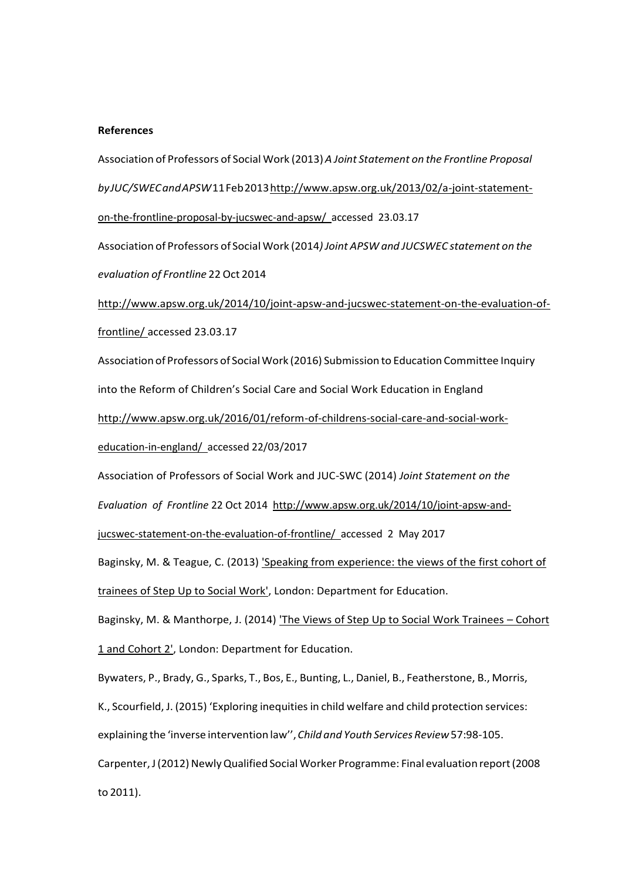**References**

Association of Professors of Social Work (2013) *A Joint Statement on the Frontline Proposal byJUC/SWECandAPSW* 11 Feb 2013 http://www.apsw.org.uk/2013/02/a-joint-statement-on-the-frontline-proposal-by-jucswec-and-apsw/ accessed 23.03.17

Association of Professors of Social Work (2014*) Joint APSW and JUCSWEC statement on the evaluation of Frontline* 22 Oct 2014 http://www.apsw.org.uk/2014/10/joint-apsw-and-jucswec-statement-on-the-evaluation-of-frontline/ accessed 23.03.17

Association of Professors of Social Work (2016) Submission to Education Committee Inquiry into the Reform of Children's Social Care and Social Work Education in England http://www.apsw.org.uk/2016/01/reform-of-childrens-social-care-and-social-work-education-in-england/ accessed 22/03/2017

Association of Professors of Social Work and JUC-SWC (2014) *Joint Statement on the Evaluation of Frontline* 22 Oct 2014 http://www.apsw.org.uk/2014/10/joint-apsw-and-jucswec-statement-on-the-evaluation-of-frontline/ accessed 2 May 2017

Baginsky, M. & Teague, C. (2013) 'Speaking from experience: the views of the first cohort of trainees of Step Up to Social Work', London: Department for Education.

Baginsky, M. & Manthorpe, J. (2014) 'The Views of Step Up to Social Work Trainees – Cohort 1 and Cohort 2', London: Department for Education.

Bywaters, P., Brady, G., Sparks, T., Bos, E., Bunting, L., Daniel, B., Featherstone, B., Morris, K., Scourfield, J. (2015) 'Exploring inequities in child welfare and child protection services: explaining the 'inverse intervention law'', *Child and Youth Services Review* 57:98-105.

Carpenter, J (2012) Newly Qualified Social Worker Programme: Final evaluation report (2008 to 2011).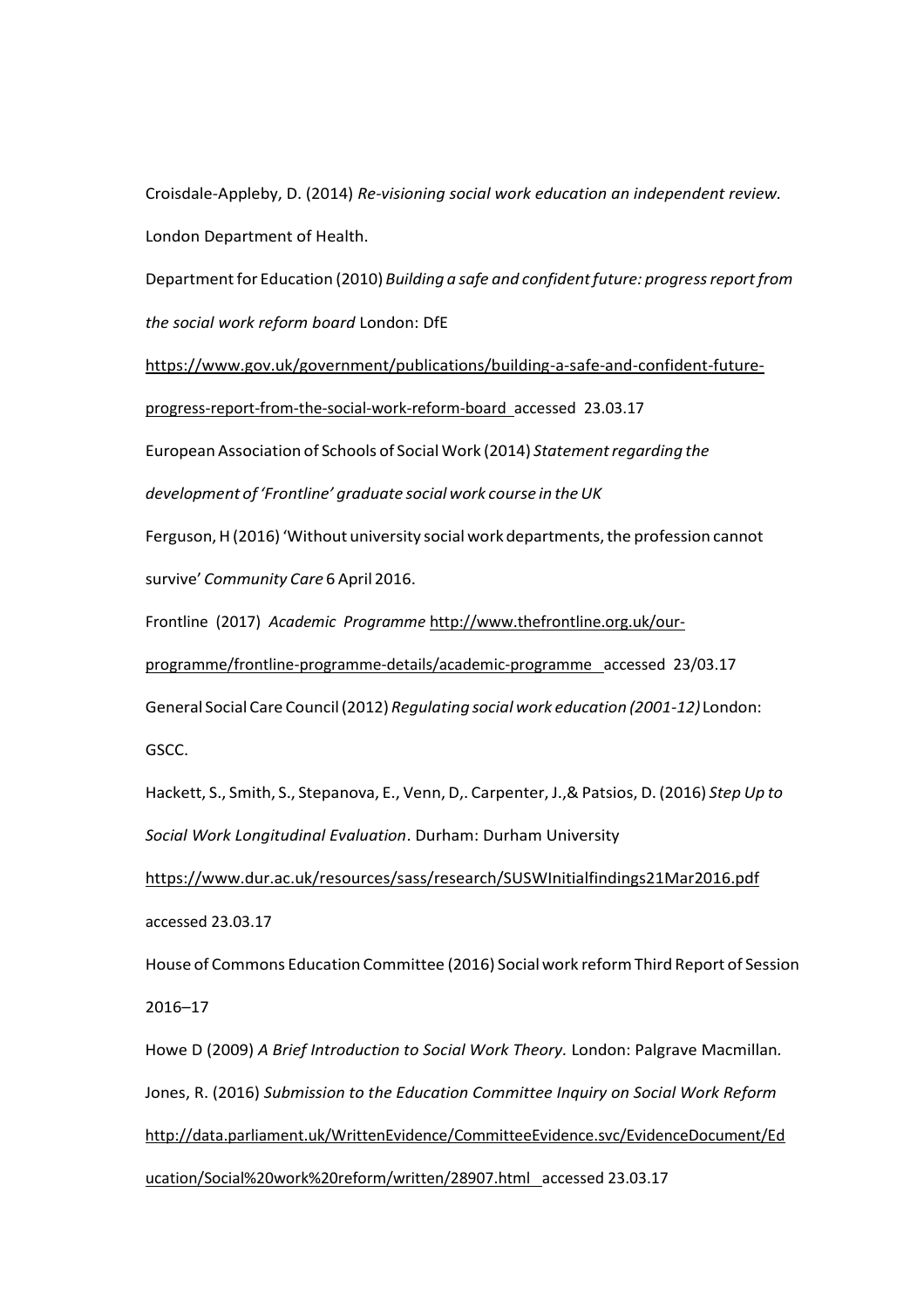Croisdale-Appleby, D. (2014) *Re-visioning social work education an independent review.* London Department of Health.

Department for Education (2010) *Building a safe and confident future: progress report from the social work reform board* London: DfE https://www.gov.uk/government/publications/building-a-safe-and-confident-future-progress-report-from-the-social-work-reform-board accessed 23.03.17

European Association of Schools of Social Work (2014) *Statement regarding the development of 'Frontline' graduate social work course in the UK*

Ferguson, H (2016) 'Without university social work departments, the profession cannot survive' *Community Care* 6 April 2016.

Frontline (2017) *Academic Programme* http://www.thefrontline.org.uk/our-programme/frontline-programme-details/academic-programme accessed 23/03.17

General Social Care Council (2012) *Regulating social work education (2001-12)* London: GSCC.

Hackett, S., Smith, S., Stepanova, E., Venn, D,. Carpenter, J.,& Patsios, D. (2016) *Step Up to Social Work Longitudinal Evaluation*. Durham: Durham University https://www.dur.ac.uk/resources/sass/research/SUSWInitialfindings21Mar2016.pdf accessed 23.03.17

House of Commons Education Committee (2016) Social work reform Third Report of Session 2016–17

Howe D (2009) *A Brief Introduction to Social Work Theory.* London: Palgrave Macmillan.

Jones, R. (2016) *Submission to the Education Committee Inquiry on Social Work Reform* http://data.parliament.uk/WrittenEvidence/CommitteeEvidence.svc/EvidenceDocument/Education/Social%20work%20reform/written/28907.html accessed 23.03.17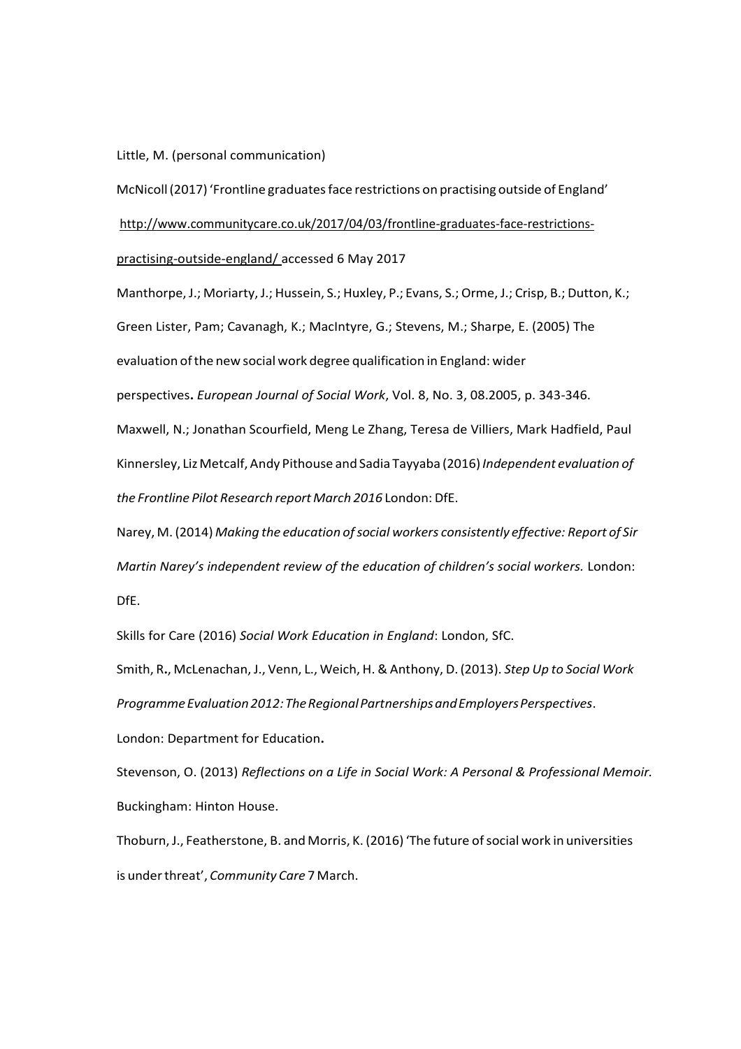Little, M. (personal communication)

McNicoll (2017) 'Frontline graduates face restrictions on practising outside of England' http://www.communitycare.co.uk/2017/04/03/frontline-graduates-face-restrictions-practising-outside-england/ accessed 6 May 2017

Manthorpe, J.; Moriarty, J.; Hussein, S.; Huxley, P.; Evans, S.; Orme, J.; Crisp, B.; Dutton, K.; Green Lister, Pam; Cavanagh, K.; MacIntyre, G.; Stevens, M.; Sharpe, E. (2005) The evaluation of the new social work degree qualification in England: wider perspectives**.** *European Journal of Social Work*, Vol. 8, No. 3, 08.2005, p. 343-346.

Maxwell, N.; Jonathan Scourfield, Meng Le Zhang, Teresa de Villiers, Mark Hadfield, Paul Kinnersley, Liz Metcalf, Andy Pithouse and Sadia Tayyaba (2016) *Independent evaluation of the Frontline Pilot Research report March 2016* London: DfE.

Narey, M. (2014) *Making the education of social workers consistently effective: Report of Sir Martin Narey's independent review of the education of children's social workers.* London: DfE.

Skills for Care (2016) *Social Work Education in England*: London, SfC.

Smith, R**.**, McLenachan, J., Venn, L., Weich, H. & Anthony, D. (2013). *Step Up to Social Work Programme Evaluation 2012: The Regional Partnerships and Employers Perspectives*. London: Department for Education**.**

Stevenson, O. (2013) *Reflections on a Life in Social Work: A Personal & Professional Memoir.* Buckingham: Hinton House.

Thoburn, J., Featherstone, B. and Morris, K. (2016) 'The future of social work in universities is under threat', *Community Care* 7 March.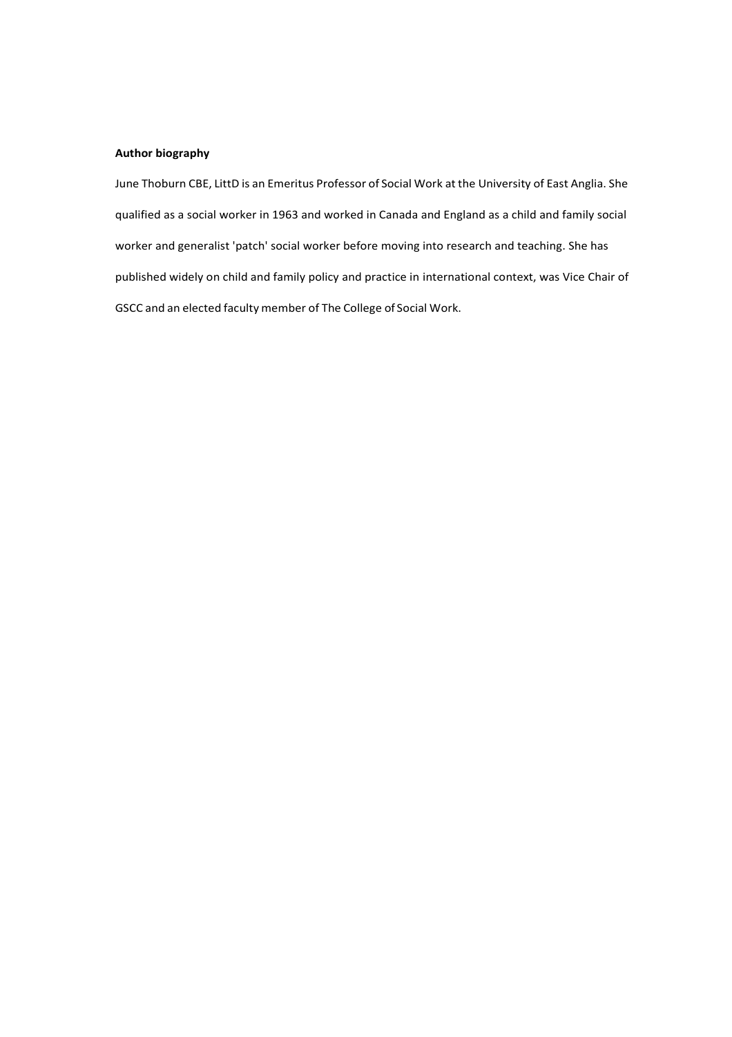**Author biography**

June Thoburn CBE, LittD is an Emeritus Professor of Social Work at the University of East Anglia. She qualified as a social worker in 1963 and worked in Canada and England as a child and family social worker and generalist 'patch' social worker before moving into research and teaching. She has published widely on child and family policy and practice in international context, was Vice Chair of GSCC and an elected faculty member of The College of Social Work.